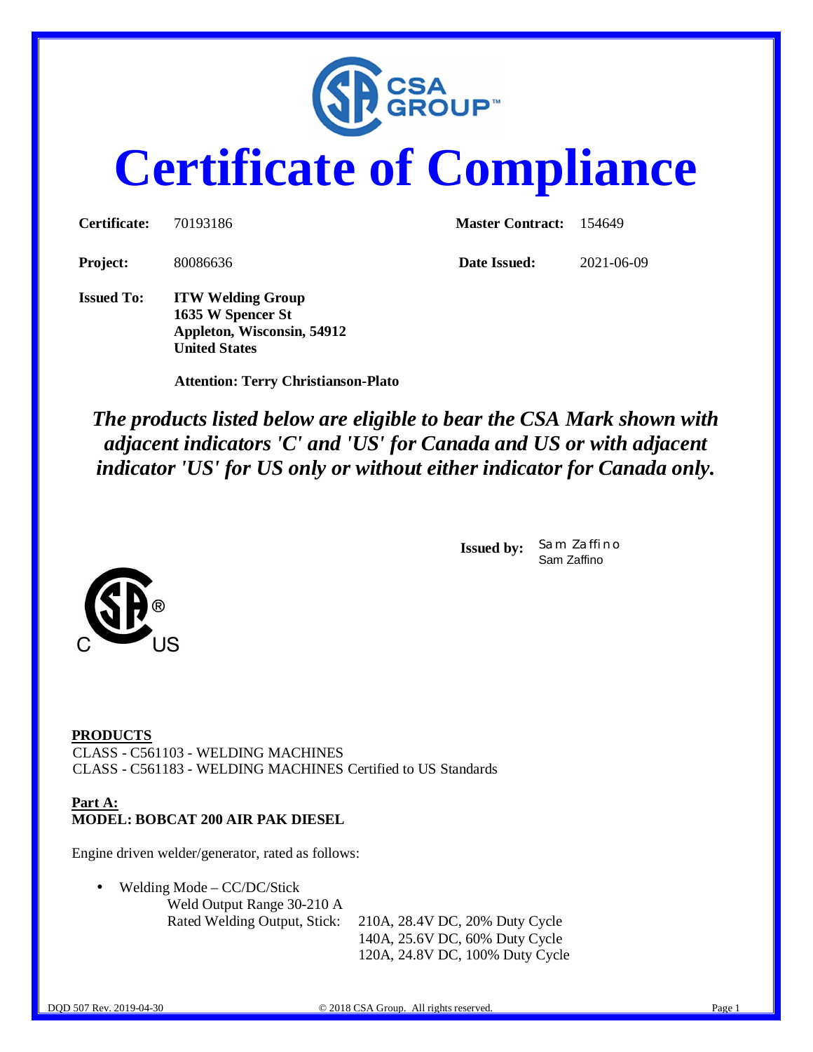CSA GROUP™

# Certificate of Compliance

| | | | |
|---|---|---|---|
| **Certificate:** | 70193186 | **Master Contract:** | 154649 |
| **Project:** | 80086636 | **Date Issued:** | 2021-06-09 |

**Issued To:** **ITW Welding Group**
**1635 W Spencer St**
**Appleton, Wisconsin, 54912**
**United States**

**Attention: Terry Christianson-Plato**

***The products listed below are eligible to bear the CSA Mark shown with adjacent indicators 'C' and 'US' for Canada and US or with adjacent indicator 'US' for US only or without either indicator for Canada only.***

**Issued by:** Sam Zaffino
Sam Zaffino

C US

**PRODUCTS**
CLASS - C561103 - WELDING MACHINES
CLASS - C561183 - WELDING MACHINES Certified to US Standards

**Part A:**
**MODEL: BOBCAT 200 AIR PAK DIESEL**

Engine driven welder/generator, rated as follows:

- Welding Mode – CC/DC/Stick
  Weld Output Range 30-210 A
  Rated Welding Output, Stick: 210A, 28.4V DC, 20% Duty Cycle
  140A, 25.6V DC, 60% Duty Cycle
  120A, 24.8V DC, 100% Duty Cycle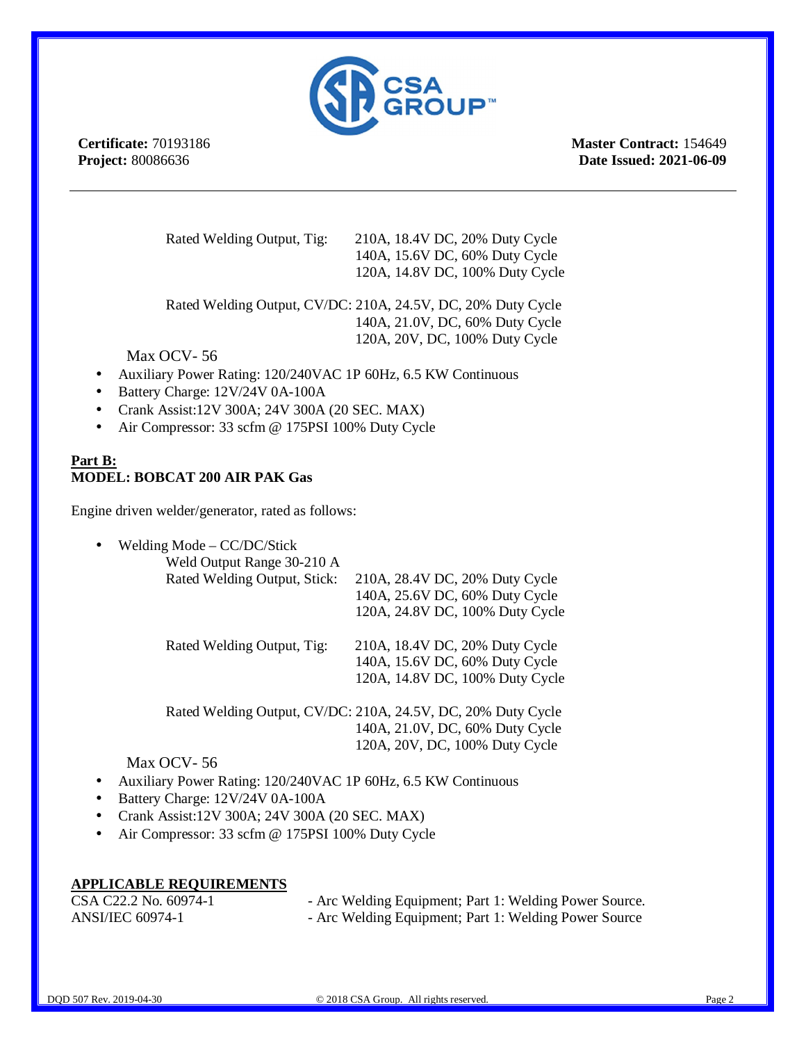**Certificate:** 70193186
**Project:** 80086636

**Master Contract:** 154649
**Date Issued: 2021-06-09**

---

| | |
|---|---|
| Rated Welding Output, Tig: | 210A, 18.4V DC, 20% Duty Cycle |
| | 140A, 15.6V DC, 60% Duty Cycle |
| | 120A, 14.8V DC, 100% Duty Cycle |
| Rated Welding Output, CV/DC: | 210A, 24.5V, DC, 20% Duty Cycle |
| | 140A, 21.0V, DC, 60% Duty Cycle |
| | 120A, 20V, DC, 100% Duty Cycle |

Max OCV- 56

- Auxiliary Power Rating: 120/240VAC 1P 60Hz, 6.5 KW Continuous
- Battery Charge: 12V/24V 0A-100A
- Crank Assist:12V 300A; 24V 300A (20 SEC. MAX)
- Air Compressor: 33 scfm @ 175PSI 100% Duty Cycle

**Part B:**
**MODEL: BOBCAT 200 AIR PAK Gas**

Engine driven welder/generator, rated as follows:

- Welding Mode – CC/DC/Stick

  Weld Output Range 30-210 A

| | |
|---|---|
| Rated Welding Output, Stick: | 210A, 28.4V DC, 20% Duty Cycle |
| | 140A, 25.6V DC, 60% Duty Cycle |
| | 120A, 24.8V DC, 100% Duty Cycle |
| Rated Welding Output, Tig: | 210A, 18.4V DC, 20% Duty Cycle |
| | 140A, 15.6V DC, 60% Duty Cycle |
| | 120A, 14.8V DC, 100% Duty Cycle |
| Rated Welding Output, CV/DC: | 210A, 24.5V, DC, 20% Duty Cycle |
| | 140A, 21.0V, DC, 60% Duty Cycle |
| | 120A, 20V, DC, 100% Duty Cycle |

Max OCV- 56

- Auxiliary Power Rating: 120/240VAC 1P 60Hz, 6.5 KW Continuous
- Battery Charge: 12V/24V 0A-100A
- Crank Assist:12V 300A; 24V 300A (20 SEC. MAX)
- Air Compressor: 33 scfm @ 175PSI 100% Duty Cycle

**APPLICABLE REQUIREMENTS**

| | |
|---|---|
| CSA C22.2 No. 60974-1 | - Arc Welding Equipment; Part 1: Welding Power Source. |
| ANSI/IEC 60974-1 | - Arc Welding Equipment; Part 1: Welding Power Source |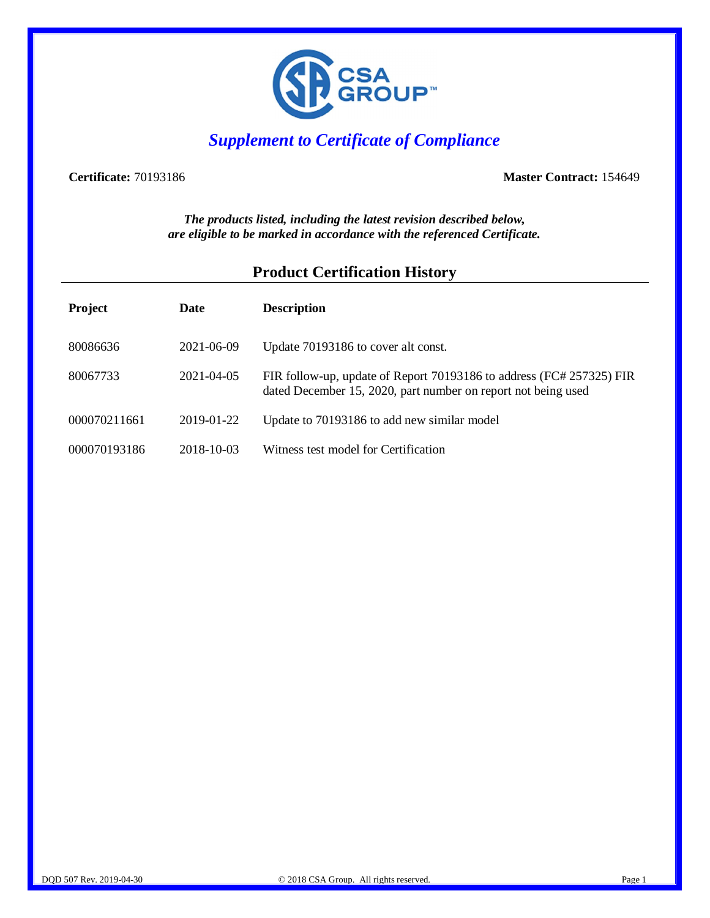# *Supplement to Certificate of Compliance*

**Certificate:** 70193186 **Master Contract:** 154649

***The products listed, including the latest revision described below, are eligible to be marked in accordance with the referenced Certificate.***

## Product Certification History

| Project | Date | Description |
| --- | --- | --- |
| 80086636 | 2021-06-09 | Update 70193186 to cover alt const. |
| 80067733 | 2021-04-05 | FIR follow-up, update of Report 70193186 to address (FC# 257325) FIR dated December 15, 2020, part number on report not being used |
| 000070211661 | 2019-01-22 | Update to 70193186 to add new similar model |
| 000070193186 | 2018-10-03 | Witness test model for Certification |

DQD 507 Rev. 2019-04-30 © 2018 CSA Group. All rights reserved.